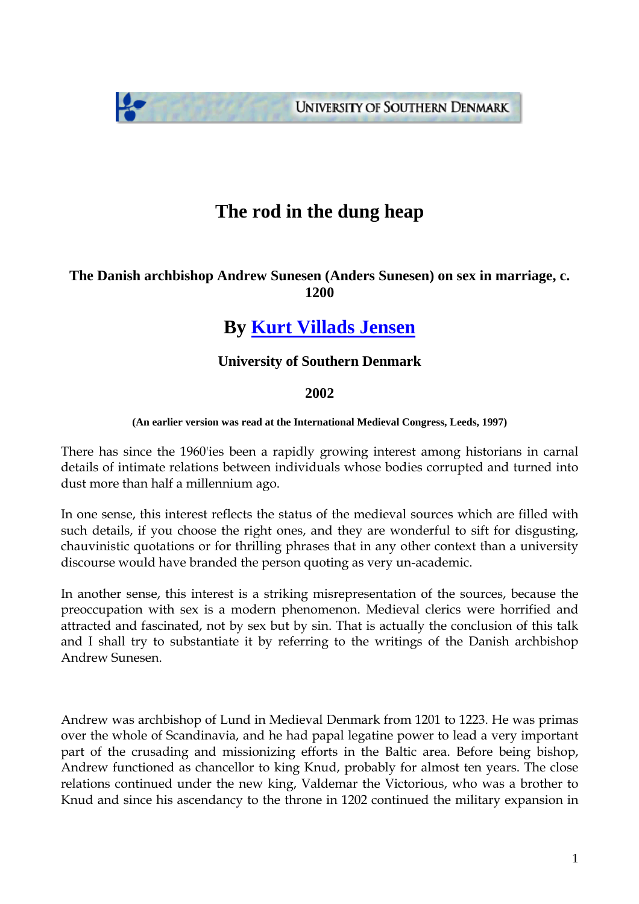# The rod in the dung heap

### The Danish archbishop Andrew Sunesen (Anders Sunesen) on sex in marriage, c. 1200

## By Kurt Villads Jensen

**University of Southern Denmark**

**2002**

**(An earlier version was read at the International Medieval Congress, Leeds, 1997)**

There has since the 1960'ies been a rapidly growing interest among historians in carnal details of intimate relations between individuals whose bodies corrupted and turned into dust more than half a millennium ago.

In one sense, this interest reflects the status of the medieval sources which are filled with such details, if you choose the right ones, and they are wonderful to sift for disgusting, chauvinistic quotations or for thrilling phrases that in any other context than a university discourse would have branded the person quoting as very un-academic.

In another sense, this interest is a striking misrepresentation of the sources, because the preoccupation with sex is a modern phenomenon. Medieval clerics were horrified and attracted and fascinated, not by sex but by sin. That is actually the conclusion of this talk and I shall try to substantiate it by referring to the writings of the Danish archbishop Andrew Sunesen.

Andrew was archbishop of Lund in Medieval Denmark from 1201 to 1223. He was primas over the whole of Scandinavia, and he had papal legatine power to lead a very important part of the crusading and missionizing efforts in the Baltic area. Before being bishop, Andrew functioned as chancellor to king Knud, probably for almost ten years. The close relations continued under the new king, Valdemar the Victorious, who was a brother to Knud and since his ascendancy to the throne in 1202 continued the military expansion in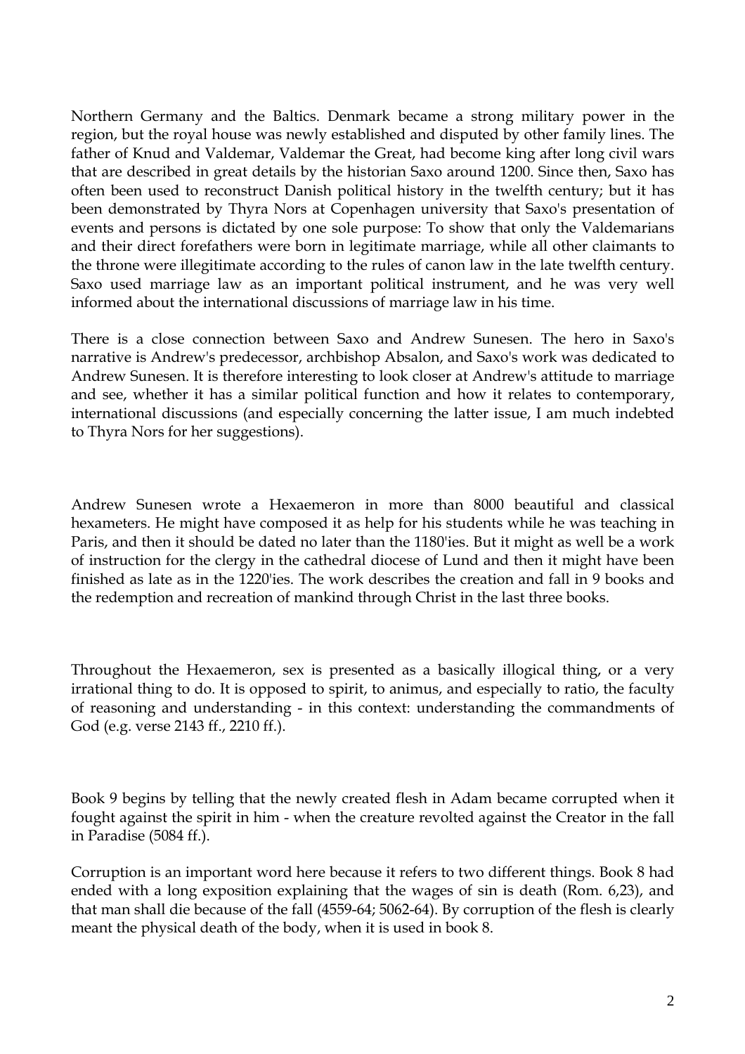Northern Germany and the Baltics. Denmark became a strong military power in the region, but the royal house was newly established and disputed by other family lines. The father of Knud and Valdemar, Valdemar the Great, had become king after long civil wars that are described in great details by the historian Saxo around 1200. Since then, Saxo has often been used to reconstruct Danish political history in the twelfth century; but it has been demonstrated by Thyra Nors at Copenhagen university that Saxo's presentation of events and persons is dictated by one sole purpose: To show that only the Valdemarians and their direct forefathers were born in legitimate marriage, while all other claimants to the throne were illegitimate according to the rules of canon law in the late twelfth century. Saxo used marriage law as an important political instrument, and he was very well informed about the international discussions of marriage law in his time.

There is a close connection between Saxo and Andrew Sunesen. The hero in Saxo's narrative is Andrew's predecessor, archbishop Absalon, and Saxo's work was dedicated to Andrew Sunesen. It is therefore interesting to look closer at Andrew's attitude to marriage and see, whether it has a similar political function and how it relates to contemporary, international discussions (and especially concerning the latter issue, I am much indebted to Thyra Nors for her suggestions).

Andrew Sunesen wrote a Hexaemeron in more than 8000 beautiful and classical hexameters. He might have composed it as help for his students while he was teaching in Paris, and then it should be dated no later than the 1180'ies. But it might as well be a work of instruction for the clergy in the cathedral diocese of Lund and then it might have been finished as late as in the 1220'ies. The work describes the creation and fall in 9 books and the redemption and recreation of mankind through Christ in the last three books.

Throughout the Hexaemeron, sex is presented as a basically illogical thing, or a very irrational thing to do. It is opposed to spirit, to animus, and especially to ratio, the faculty of reasoning and understanding - in this context: understanding the commandments of God (e.g. verse 2143 ff., 2210 ff.).

Book 9 begins by telling that the newly created flesh in Adam became corrupted when it fought against the spirit in him - when the creature revolted against the Creator in the fall in Paradise (5084 ff.).

Corruption is an important word here because it refers to two different things. Book 8 had ended with a long exposition explaining that the wages of sin is death (Rom. 6,23), and that man shall die because of the fall (4559-64; 5062-64). By corruption of the flesh is clearly meant the physical death of the body, when it is used in book 8.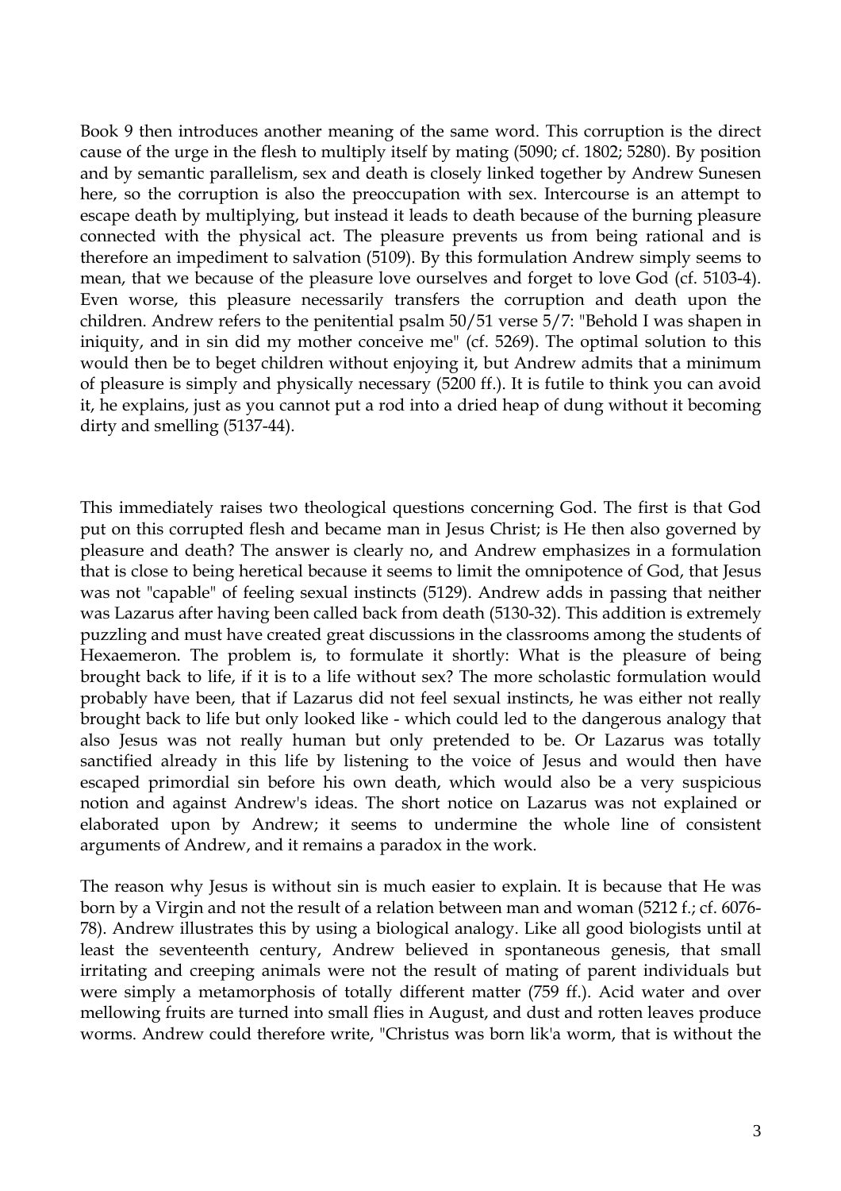Book 9 then introduces another meaning of the same word. This corruption is the direct cause of the urge in the flesh to multiply itself by mating (5090; cf. 1802; 5280). By position and by semantic parallelism, sex and death is closely linked together by Andrew Sunesen here, so the corruption is also the preoccupation with sex. Intercourse is an attempt to escape death by multiplying, but instead it leads to death because of the burning pleasure connected with the physical act. The pleasure prevents us from being rational and is therefore an impediment to salvation (5109). By this formulation Andrew simply seems to mean, that we because of the pleasure love ourselves and forget to love God (cf. 5103-4). Even worse, this pleasure necessarily transfers the corruption and death upon the children. Andrew refers to the penitential psalm 50/51 verse 5/7: "Behold I was shapen in iniquity, and in sin did my mother conceive me" (cf. 5269). The optimal solution to this would then be to beget children without enjoying it, but Andrew admits that a minimum of pleasure is simply and physically necessary (5200 ff.). It is futile to think you can avoid it, he explains, just as you cannot put a rod into a dried heap of dung without it becoming dirty and smelling (5137-44).

This immediately raises two theological questions concerning God. The first is that God put on this corrupted flesh and became man in Jesus Christ; is He then also governed by pleasure and death? The answer is clearly no, and Andrew emphasizes in a formulation that is close to being heretical because it seems to limit the omnipotence of God, that Jesus was not "capable" of feeling sexual instincts (5129). Andrew adds in passing that neither was Lazarus after having been called back from death (5130-32). This addition is extremely puzzling and must have created great discussions in the classrooms among the students of Hexaemeron. The problem is, to formulate it shortly: What is the pleasure of being brought back to life, if it is to a life without sex? The more scholastic formulation would probably have been, that if Lazarus did not feel sexual instincts, he was either not really brought back to life but only looked like - which could led to the dangerous analogy that also Jesus was not really human but only pretended to be. Or Lazarus was totally sanctified already in this life by listening to the voice of Jesus and would then have escaped primordial sin before his own death, which would also be a very suspicious notion and against Andrew's ideas. The short notice on Lazarus was not explained or elaborated upon by Andrew; it seems to undermine the whole line of consistent arguments of Andrew, and it remains a paradox in the work.

The reason why Jesus is without sin is much easier to explain. It is because that He was born by a Virgin and not the result of a relation between man and woman (5212 f.; cf. 6076-78). Andrew illustrates this by using a biological analogy. Like all good biologists until at least the seventeenth century, Andrew believed in spontaneous genesis, that small irritating and creeping animals were not the result of mating of parent individuals but were simply a metamorphosis of totally different matter (759 ff.). Acid water and over mellowing fruits are turned into small flies in August, and dust and rotten leaves produce worms. Andrew could therefore write, "Christus was born lik'a worm, that is without the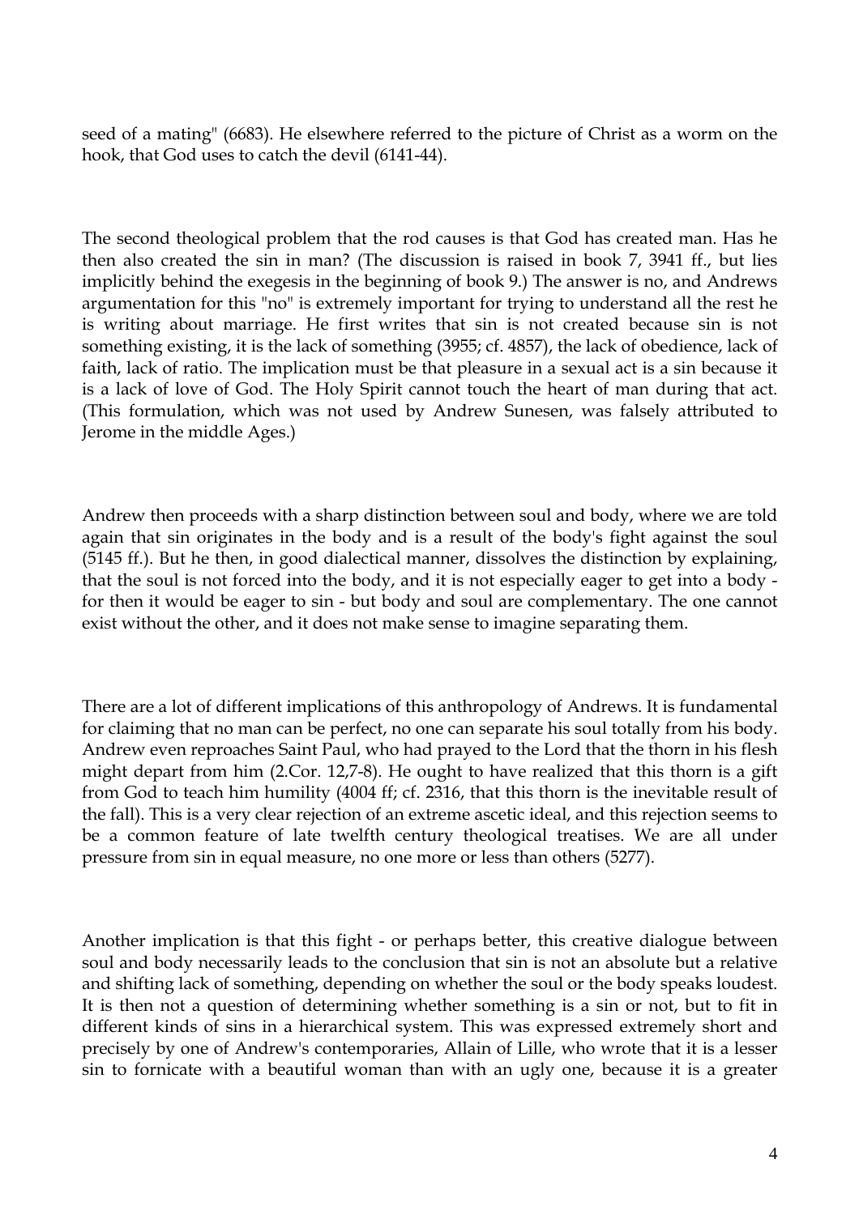seed of a mating" (6683). He elsewhere referred to the picture of Christ as a worm on the hook, that God uses to catch the devil (6141-44).

The second theological problem that the rod causes is that God has created man. Has he then also created the sin in man? (The discussion is raised in book 7, 3941 ff., but lies implicitly behind the exegesis in the beginning of book 9.) The answer is no, and Andrews argumentation for this "no" is extremely important for trying to understand all the rest he is writing about marriage. He first writes that sin is not created because sin is not something existing, it is the lack of something (3955; cf. 4857), the lack of obedience, lack of faith, lack of ratio. The implication must be that pleasure in a sexual act is a sin because it is a lack of love of God. The Holy Spirit cannot touch the heart of man during that act. (This formulation, which was not used by Andrew Sunesen, was falsely attributed to Jerome in the middle Ages.)

Andrew then proceeds with a sharp distinction between soul and body, where we are told again that sin originates in the body and is a result of the body's fight against the soul (5145 ff.). But he then, in good dialectical manner, dissolves the distinction by explaining, that the soul is not forced into the body, and it is not especially eager to get into a body - for then it would be eager to sin - but body and soul are complementary. The one cannot exist without the other, and it does not make sense to imagine separating them.

There are a lot of different implications of this anthropology of Andrews. It is fundamental for claiming that no man can be perfect, no one can separate his soul totally from his body. Andrew even reproaches Saint Paul, who had prayed to the Lord that the thorn in his flesh might depart from him (2.Cor. 12,7-8). He ought to have realized that this thorn is a gift from God to teach him humility (4004 ff; cf. 2316, that this thorn is the inevitable result of the fall). This is a very clear rejection of an extreme ascetic ideal, and this rejection seems to be a common feature of late twelfth century theological treatises. We are all under pressure from sin in equal measure, no one more or less than others (5277).

Another implication is that this fight - or perhaps better, this creative dialogue between soul and body necessarily leads to the conclusion that sin is not an absolute but a relative and shifting lack of something, depending on whether the soul or the body speaks loudest. It is then not a question of determining whether something is a sin or not, but to fit in different kinds of sins in a hierarchical system. This was expressed extremely short and precisely by one of Andrew's contemporaries, Allain of Lille, who wrote that it is a lesser sin to fornicate with a beautiful woman than with an ugly one, because it is a greater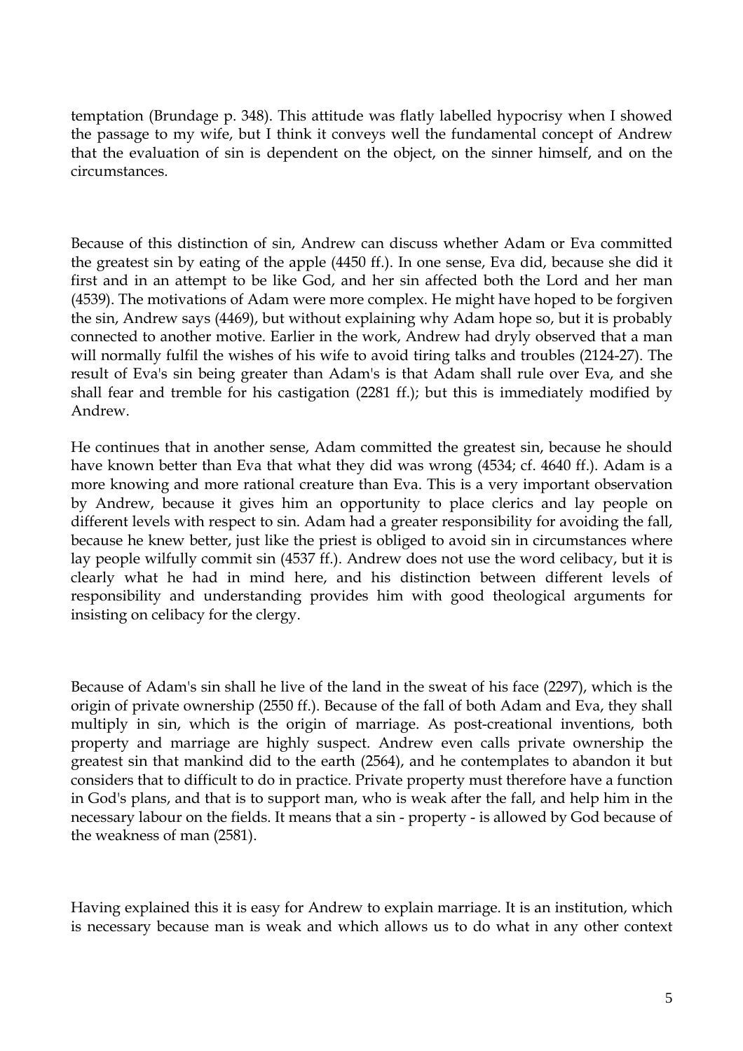temptation (Brundage p. 348). This attitude was flatly labelled hypocrisy when I showed the passage to my wife, but I think it conveys well the fundamental concept of Andrew that the evaluation of sin is dependent on the object, on the sinner himself, and on the circumstances.

Because of this distinction of sin, Andrew can discuss whether Adam or Eva committed the greatest sin by eating of the apple (4450 ff.). In one sense, Eva did, because she did it first and in an attempt to be like God, and her sin affected both the Lord and her man (4539). The motivations of Adam were more complex. He might have hoped to be forgiven the sin, Andrew says (4469), but without explaining why Adam hope so, but it is probably connected to another motive. Earlier in the work, Andrew had dryly observed that a man will normally fulfil the wishes of his wife to avoid tiring talks and troubles (2124-27). The result of Eva's sin being greater than Adam's is that Adam shall rule over Eva, and she shall fear and tremble for his castigation (2281 ff.); but this is immediately modified by Andrew.

He continues that in another sense, Adam committed the greatest sin, because he should have known better than Eva that what they did was wrong (4534; cf. 4640 ff.). Adam is a more knowing and more rational creature than Eva. This is a very important observation by Andrew, because it gives him an opportunity to place clerics and lay people on different levels with respect to sin. Adam had a greater responsibility for avoiding the fall, because he knew better, just like the priest is obliged to avoid sin in circumstances where lay people wilfully commit sin (4537 ff.). Andrew does not use the word celibacy, but it is clearly what he had in mind here, and his distinction between different levels of responsibility and understanding provides him with good theological arguments for insisting on celibacy for the clergy.

Because of Adam's sin shall he live of the land in the sweat of his face (2297), which is the origin of private ownership (2550 ff.). Because of the fall of both Adam and Eva, they shall multiply in sin, which is the origin of marriage. As post-creational inventions, both property and marriage are highly suspect. Andrew even calls private ownership the greatest sin that mankind did to the earth (2564), and he contemplates to abandon it but considers that to difficult to do in practice. Private property must therefore have a function in God's plans, and that is to support man, who is weak after the fall, and help him in the necessary labour on the fields. It means that a sin - property - is allowed by God because of the weakness of man (2581).

Having explained this it is easy for Andrew to explain marriage. It is an institution, which is necessary because man is weak and which allows us to do what in any other context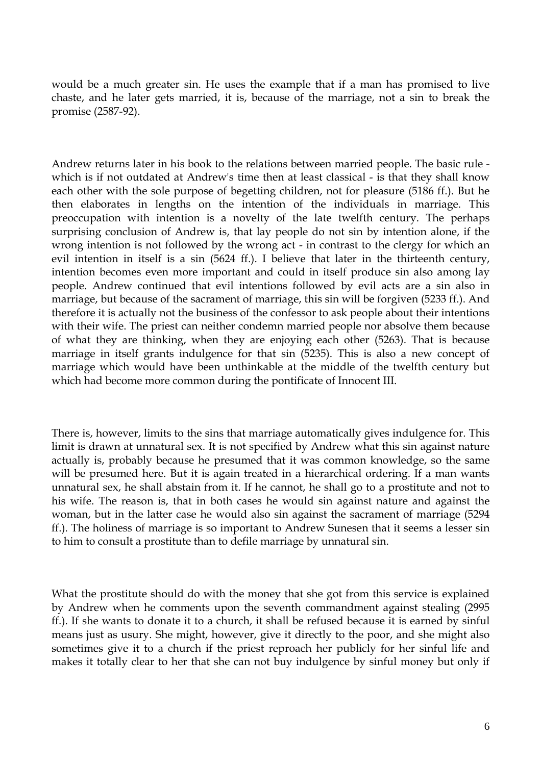would be a much greater sin. He uses the example that if a man has promised to live chaste, and he later gets married, it is, because of the marriage, not a sin to break the promise (2587-92).

Andrew returns later in his book to the relations between married people. The basic rule - which is if not outdated at Andrew's time then at least classical - is that they shall know each other with the sole purpose of begetting children, not for pleasure (5186 ff.). But he then elaborates in lengths on the intention of the individuals in marriage. This preoccupation with intention is a novelty of the late twelfth century. The perhaps surprising conclusion of Andrew is, that lay people do not sin by intention alone, if the wrong intention is not followed by the wrong act - in contrast to the clergy for which an evil intention in itself is a sin (5624 ff.). I believe that later in the thirteenth century, intention becomes even more important and could in itself produce sin also among lay people. Andrew continued that evil intentions followed by evil acts are a sin also in marriage, but because of the sacrament of marriage, this sin will be forgiven (5233 ff.). And therefore it is actually not the business of the confessor to ask people about their intentions with their wife. The priest can neither condemn married people nor absolve them because of what they are thinking, when they are enjoying each other (5263). That is because marriage in itself grants indulgence for that sin (5235). This is also a new concept of marriage which would have been unthinkable at the middle of the twelfth century but which had become more common during the pontificate of Innocent III.

There is, however, limits to the sins that marriage automatically gives indulgence for. This limit is drawn at unnatural sex. It is not specified by Andrew what this sin against nature actually is, probably because he presumed that it was common knowledge, so the same will be presumed here. But it is again treated in a hierarchical ordering. If a man wants unnatural sex, he shall abstain from it. If he cannot, he shall go to a prostitute and not to his wife. The reason is, that in both cases he would sin against nature and against the woman, but in the latter case he would also sin against the sacrament of marriage (5294 ff.). The holiness of marriage is so important to Andrew Sunesen that it seems a lesser sin to him to consult a prostitute than to defile marriage by unnatural sin.

What the prostitute should do with the money that she got from this service is explained by Andrew when he comments upon the seventh commandment against stealing (2995 ff.). If she wants to donate it to a church, it shall be refused because it is earned by sinful means just as usury. She might, however, give it directly to the poor, and she might also sometimes give it to a church if the priest reproach her publicly for her sinful life and makes it totally clear to her that she can not buy indulgence by sinful money but only if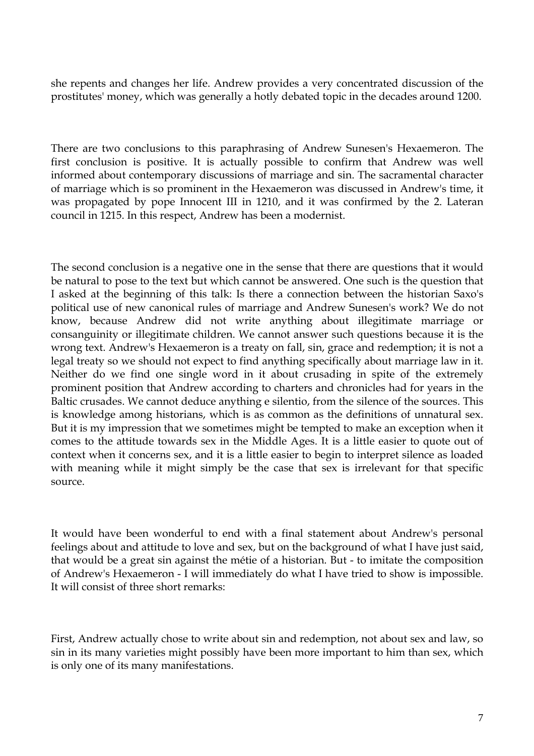she repents and changes her life. Andrew provides a very concentrated discussion of the prostitutes' money, which was generally a hotly debated topic in the decades around 1200.

There are two conclusions to this paraphrasing of Andrew Sunesen's Hexaemeron. The first conclusion is positive. It is actually possible to confirm that Andrew was well informed about contemporary discussions of marriage and sin. The sacramental character of marriage which is so prominent in the Hexaemeron was discussed in Andrew's time, it was propagated by pope Innocent III in 1210, and it was confirmed by the 2. Lateran council in 1215. In this respect, Andrew has been a modernist.

The second conclusion is a negative one in the sense that there are questions that it would be natural to pose to the text but which cannot be answered. One such is the question that I asked at the beginning of this talk: Is there a connection between the historian Saxo's political use of new canonical rules of marriage and Andrew Sunesen's work? We do not know, because Andrew did not write anything about illegitimate marriage or consanguinity or illegitimate children. We cannot answer such questions because it is the wrong text. Andrew's Hexaemeron is a treaty on fall, sin, grace and redemption; it is not a legal treaty so we should not expect to find anything specifically about marriage law in it. Neither do we find one single word in it about crusading in spite of the extremely prominent position that Andrew according to charters and chronicles had for years in the Baltic crusades. We cannot deduce anything e silentio, from the silence of the sources. This is knowledge among historians, which is as common as the definitions of unnatural sex. But it is my impression that we sometimes might be tempted to make an exception when it comes to the attitude towards sex in the Middle Ages. It is a little easier to quote out of context when it concerns sex, and it is a little easier to begin to interpret silence as loaded with meaning while it might simply be the case that sex is irrelevant for that specific source.

It would have been wonderful to end with a final statement about Andrew's personal feelings about and attitude to love and sex, but on the background of what I have just said, that would be a great sin against the métie of a historian. But - to imitate the composition of Andrew's Hexaemeron - I will immediately do what I have tried to show is impossible. It will consist of three short remarks:

First, Andrew actually chose to write about sin and redemption, not about sex and law, so sin in its many varieties might possibly have been more important to him than sex, which is only one of its many manifestations.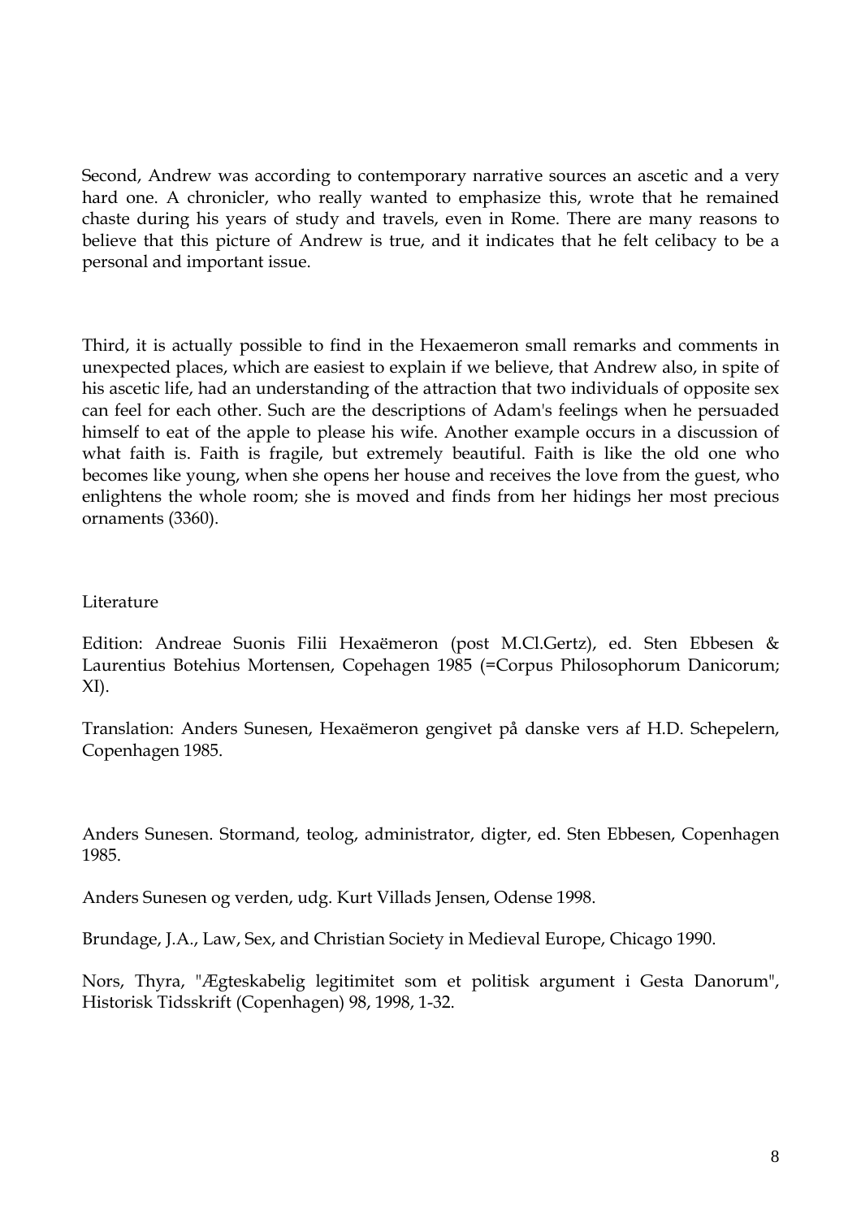Second, Andrew was according to contemporary narrative sources an ascetic and a very hard one. A chronicler, who really wanted to emphasize this, wrote that he remained chaste during his years of study and travels, even in Rome. There are many reasons to believe that this picture of Andrew is true, and it indicates that he felt celibacy to be a personal and important issue.

Third, it is actually possible to find in the Hexaemeron small remarks and comments in unexpected places, which are easiest to explain if we believe, that Andrew also, in spite of his ascetic life, had an understanding of the attraction that two individuals of opposite sex can feel for each other. Such are the descriptions of Adam's feelings when he persuaded himself to eat of the apple to please his wife. Another example occurs in a discussion of what faith is. Faith is fragile, but extremely beautiful. Faith is like the old one who becomes like young, when she opens her house and receives the love from the guest, who enlightens the whole room; she is moved and finds from her hidings her most precious ornaments (3360).

## Literature

Edition: Andreae Suonis Filii Hexaëmeron (post M.Cl.Gertz), ed. Sten Ebbesen & Laurentius Botehius Mortensen, Copehagen 1985 (=Corpus Philosophorum Danicorum; XI).

Translation: Anders Sunesen, Hexaëmeron gengivet på danske vers af H.D. Schepelern, Copenhagen 1985.

Anders Sunesen. Stormand, teolog, administrator, digter, ed. Sten Ebbesen, Copenhagen 1985.

Anders Sunesen og verden, udg. Kurt Villads Jensen, Odense 1998.

Brundage, J.A., Law, Sex, and Christian Society in Medieval Europe, Chicago 1990.

Nors, Thyra, "Ægteskabelig legitimitet som et politisk argument i Gesta Danorum", Historisk Tidsskrift (Copenhagen) 98, 1998, 1-32.